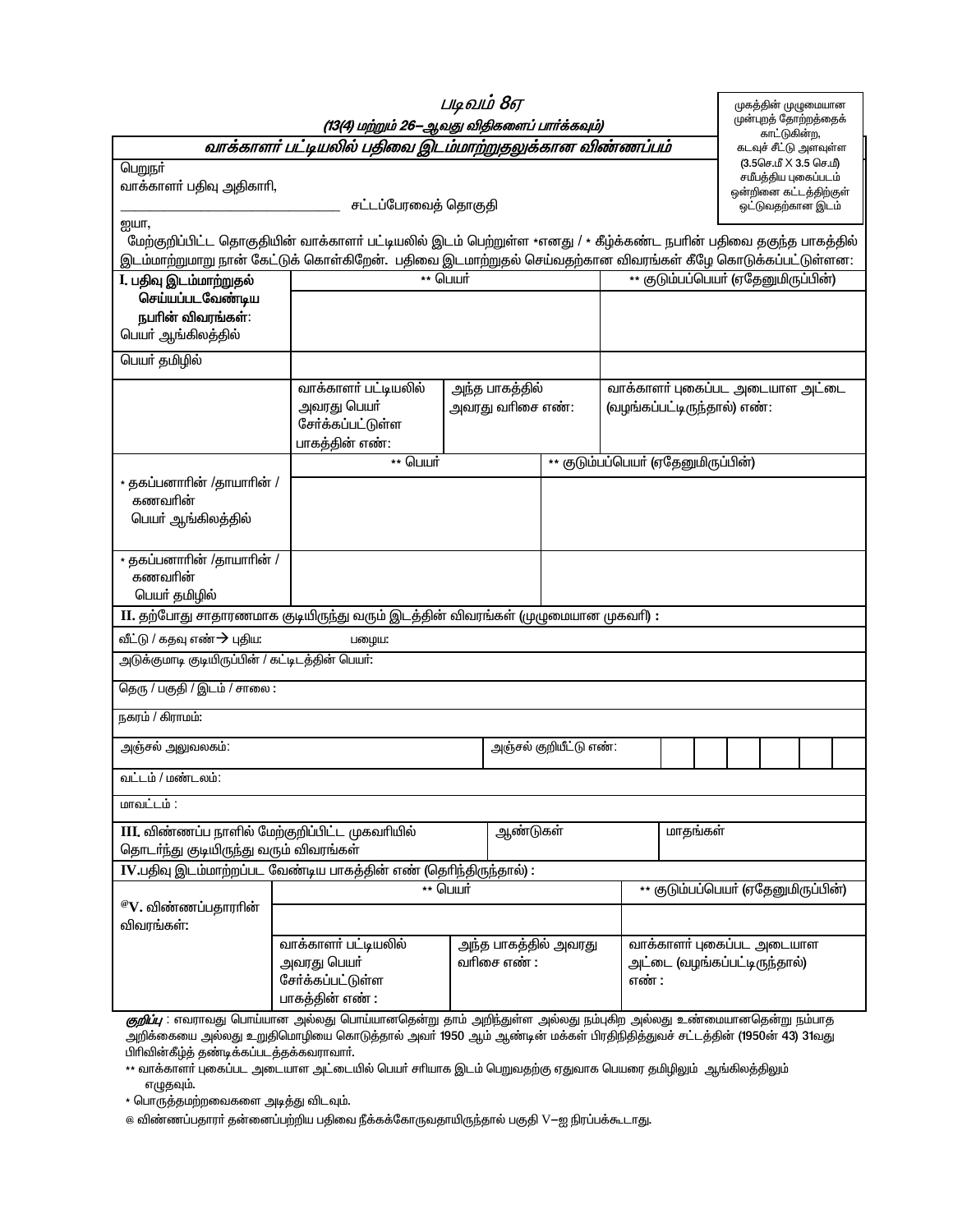# படிவம் 8ஏ

***(13(4) மற்றும் 26–ஆவது விதிகளைப் பார்க்கவும்)***

முகத்தின் முழுமையான முன்புறத் தோற்றத்தைக் காட்டுகின்ற, கடவுச் சீட்டு அளவுள்ள (3.5செ.மீ X 3.5 செ.மீ) சமீபத்திய புகைப்படம் ஒன்றினை கட்டத்திற்குள் ஒட்டுவதற்கான இடம்

## *வாக்காளர் பட்டியலில் பதிவை இடம்மாற்றுதலுக்கான விண்ணப்பம்*

பெறுநர்
வாக்காளர் பதிவு அதிகாரி,
_______________________________ சட்டப்பேரவைத் தொகுதி

ஐயா,

மேற்குறிப்பிட்ட தொகுதியின் வாக்காளர் பட்டியலில் இடம் பெற்றுள்ள *எனது / * கீழ்க்கண்ட நபரின் பதிவை தகுந்த பாகத்தில் இடம்மாற்றுமாறு நான் கேட்டுக் கொள்கிறேன். பதிவை இடமாற்றுதல் செய்வதற்கான விவரங்கள் கீழே கொடுக்கப்பட்டுள்ளன:

| **I. பதிவு இடம்மாற்றுதல் செய்யப்படவேண்டிய நபரின் விவரங்கள்:** | ** பெயர் | | ** குடும்பப்பெயர் (ஏதேனுமிருப்பின்) |
|---|---|---|---|
| பெயர் ஆங்கிலத்தில் | | | |
| பெயர் தமிழில் | | | |
| | வாக்காளர் பட்டியலில் அவரது பெயர் சேர்க்கப்பட்டுள்ள பாகத்தின் எண்: | அந்த பாகத்தில் அவரது வரிசை எண்: | வாக்காளர் புகைப்பட அடையாள அட்டை (வழங்கப்பட்டிருந்தால்) எண்: |
| | ** பெயர் | | ** குடும்பப்பெயர் (ஏதேனுமிருப்பின்) |
| * தகப்பனாரின் /தாயாரின் / கணவரின் பெயர் ஆங்கிலத்தில் | | | |
| * தகப்பனாரின் /தாயாரின் / கணவரின் பெயர் தமிழில் | | | |

**II.** தற்போது சாதாரணமாக குடியிருந்து வரும் இடத்தின் விவரங்கள் (முழுமையான முகவரி) :

| | |
|---|---|
| வீட்டு / கதவு எண் → புதிய: | பழைய: |
| அடுக்குமாடி குடியிருப்பின் / கட்டிடத்தின் பெயர்: | |
| தெரு / பகுதி / இடம் / சாலை : | |
| நகரம் / கிராமம்: | |
| அஞ்சல் அலுவலகம்: | அஞ்சல் குறியீட்டு எண்: |
| வட்டம் / மண்டலம்: | |
| மாவட்டம் : | |

| **III.** விண்ணப்ப நாளில் மேற்குறிப்பிட்ட முகவரியில் தொடர்ந்து குடியிருந்து வரும் விவரங்கள் | ஆண்டுகள் | மாதங்கள் |
|---|---|---|

**IV.**பதிவு இடம்மாற்றப்பட வேண்டிய பாகத்தின் எண் (தெரிந்திருந்தால்) :

| **@V. விண்ணப்பதாரரின் விவரங்கள்:** | ** பெயர் | | ** குடும்பப்பெயர் (ஏதேனுமிருப்பின்) |
|---|---|---|---|
| | | | |
| | வாக்காளர் பட்டியலில் அவரது பெயர் சேர்க்கப்பட்டுள்ள பாகத்தின் எண் : | அந்த பாகத்தில் அவரது வரிசை எண் : | வாக்காளர் புகைப்பட அடையாள அட்டை (வழங்கப்பட்டிருந்தால்) எண் : |

***குறிப்பு*** : எவராவது பொய்யான அல்லது பொய்யானதென்று தாம் அறிந்துள்ள அல்லது நம்புகிற அல்லது உண்மையானதென்று நம்பாத அறிக்கையை அல்லது உறுதிமொழியை கொடுத்தால் அவர் 1950 ஆம் ஆண்டின் மக்கள் பிரதிநிதித்துவச் சட்டத்தின் (1950ன் 43) 31வது பிரிவின்கீழ்த் தண்டிக்கப்படத்தக்கவராவார்.

** வாக்காளர் புகைப்பட அடையாள அட்டையில் பெயர் சரியாக இடம் பெறுவதற்கு ஏதுவாக பெயரை தமிழிலும் ஆங்கிலத்திலும் எழுதவும்.

* பொருத்தமற்றவைகளை அடித்து விடவும்.

@ விண்ணப்பதாரர் தன்னைப்பற்றிய பதிவை நீக்கக்கோருவதாயிருந்தால் பகுதி V–ஐ நிரப்பக்கூடாது.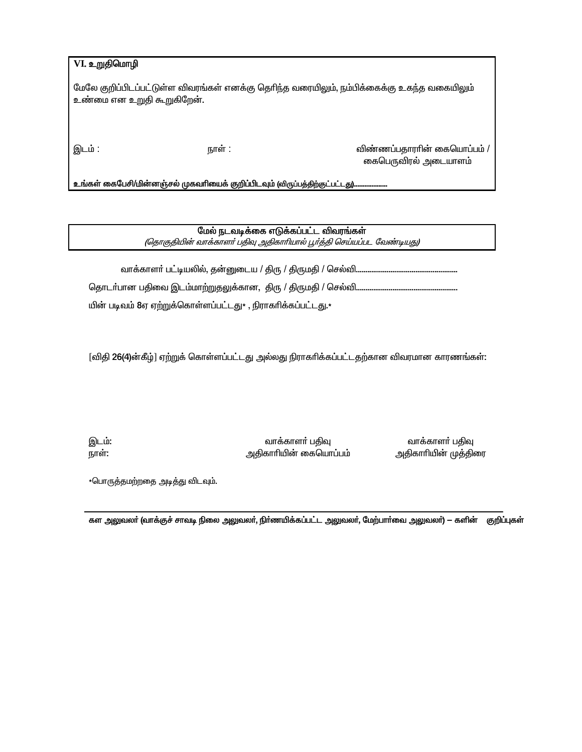**VI. உறுதிமொழி**

மேலே குறிப்பிடப்பட்டுள்ள விவரங்கள் எனக்கு தெரிந்த வரையிலும், நம்பிக்கைக்கு உகந்த வகையிலும் உண்மை என உறுதி கூறுகிறேன்.

இடம் :

நாள் :

விண்ணப்பதாரரின் கையொப்பம் / கைபெருவிரல் அடையாளம்

**உங்கள் கைபேசி/மின்னஞ்சல் முகவரியைக் குறிப்பிடவும் (விருப்பத்திற்குட்பட்டது)..................**

**மேல் நடவடிக்கை எடுக்கப்பட்ட விவரங்கள்**

*(தொகுதியின் வாக்காளர் பதிவு அதிகாரியால் பூர்த்தி செய்யப்பட வேண்டியது)*

வாக்காளர் பட்டியலில், தன்னுடைய / திரு / திருமதி / செல்வி....................................................

தொடர்பான பதிவை இடம்மாற்றுதலுக்கான, திரு / திருமதி / செல்வி....................................................

யின் படிவம் 8ஏ ஏற்றுக்கொள்ளப்பட்டது* , நிராகரிக்கப்பட்டது.*

[விதி 26(4)ன்கீழ்] ஏற்றுக் கொள்ளப்பட்டது அல்லது நிராகரிக்கப்பட்டதற்கான விவரமான காரணங்கள்:

இடம்:

நாள்:

வாக்காளர் பதிவு அதிகாரியின் கையொப்பம்

வாக்காளர் பதிவு அதிகாரியின் முத்திரை

*பொருத்தமற்றதை அடித்து விடவும்.

---

**கள அலுவலர் (வாக்குச் சாவடி நிலை அலுவலர், நிர்ணயிக்கப்பட்ட அலுவலர், மேற்பார்வை அலுவலர்) – களின் குறிப்புகள்**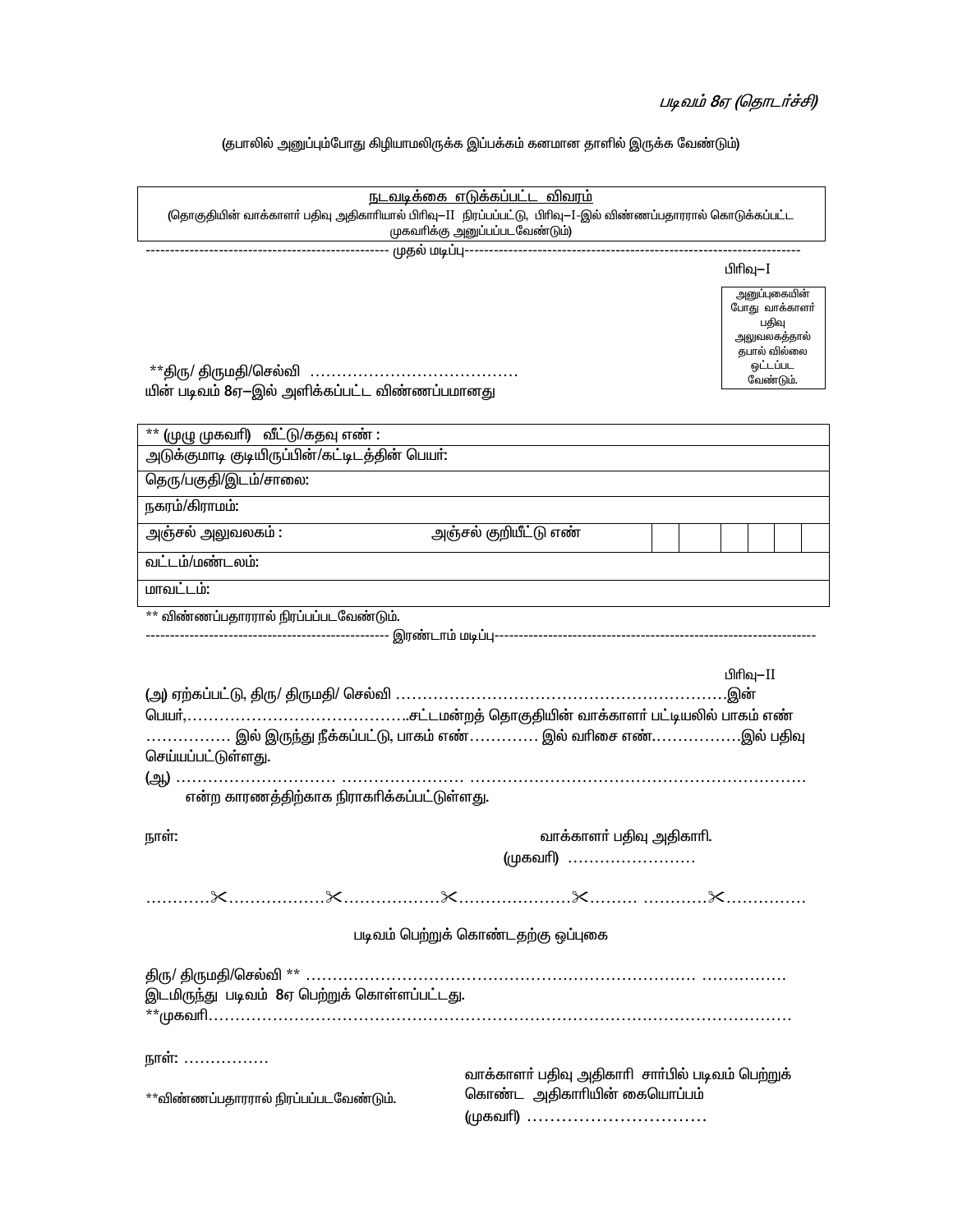*படிவம் 8ஏ (தொடர்ச்சி)*

(தபாலில் அனுப்பும்போது கிழியாமலிருக்க இப்பக்கம் கனமான தாளில் இருக்க வேண்டும்)

**நடவடிக்கை எடுக்கப்பட்ட விவரம்**

(தொகுதியின் வாக்காளர் பதிவு அதிகாரியால் பிரிவு–II நிரப்பப்பட்டு, பிரிவு–I-இல் விண்ணப்பதாரரால் கொடுக்கப்பட்ட முகவரிக்கு அனுப்பப்படவேண்டும்)

---------------------------------------------------- முதல் மடிப்பு ----------------------------------------------------

பிரிவு–I

அனுப்புகையின் போது வாக்காளர் பதிவு அலுவலகத்தால் தபால் வில்லை ஒட்டப்பட வேண்டும்.

**திரு/ திருமதி/செல்வி ......................................
யின் படிவம் 8ஏ–இல் அளிக்கப்பட்ட விண்ணப்பமானது

| ** (முழு முகவரி) வீட்டு/கதவு எண் : | | | | | | |
|---|---|---|---|---|---|---|
| அடுக்குமாடி குடியிருப்பின்/கட்டிடத்தின் பெயர்: | | | | | | |
| தெரு/பகுதி/இடம்/சாலை: | | | | | | |
| நகரம்/கிராமம்: | | | | | | |
| அஞ்சல் அலுவலகம் : அஞ்சல் குறியீட்டு எண் | | | | | | |
| வட்டம்/மண்டலம்: | | | | | | |
| மாவட்டம்: | | | | | | |

** விண்ணப்பதாரரால் நிரப்பப்படவேண்டும்.

---------------------------------------------------- இரண்டாம் மடிப்பு ----------------------------------------------------

பிரிவு–II

(அ) ஏற்கப்பட்டு, திரு/ திருமதி/ செல்வி ............................................................இன் பெயர்,.........................................சட்டமன்றத் தொகுதியின் வாக்காளர் பட்டியலில் பாகம் எண் ................ இல் இருந்து நீக்கப்பட்டு, பாகம் எண்............. இல் வரிசை எண்.................இல் பதிவு செய்யப்பட்டுள்ளது.

(ஆ) ............................. ...................... ...............................................................
என்ற காரணத்திற்காக நிராகரிக்கப்பட்டுள்ளது.

நாள்:

வாக்காளர் பதிவு அதிகாரி.
(முகவரி) ........................

............✂..................✂..................✂....................✂......... ............✂..............

**படிவம் பெற்றுக் கொண்டதற்கு ஒப்புகை**

திரு/ திருமதி/செல்வி ** ....................................................................... ................
இடமிருந்து படிவம் 8ஏ பெற்றுக் கொள்ளப்பட்டது.
**முகவரி.................................................................................................................

நாள்: ................

**விண்ணப்பதாரரால் நிரப்பப்படவேண்டும்.

வாக்காளர் பதிவு அதிகாரி சார்பில் படிவம் பெற்றுக் கொண்ட அதிகாரியின் கையொப்பம்
(முகவரி) ...............................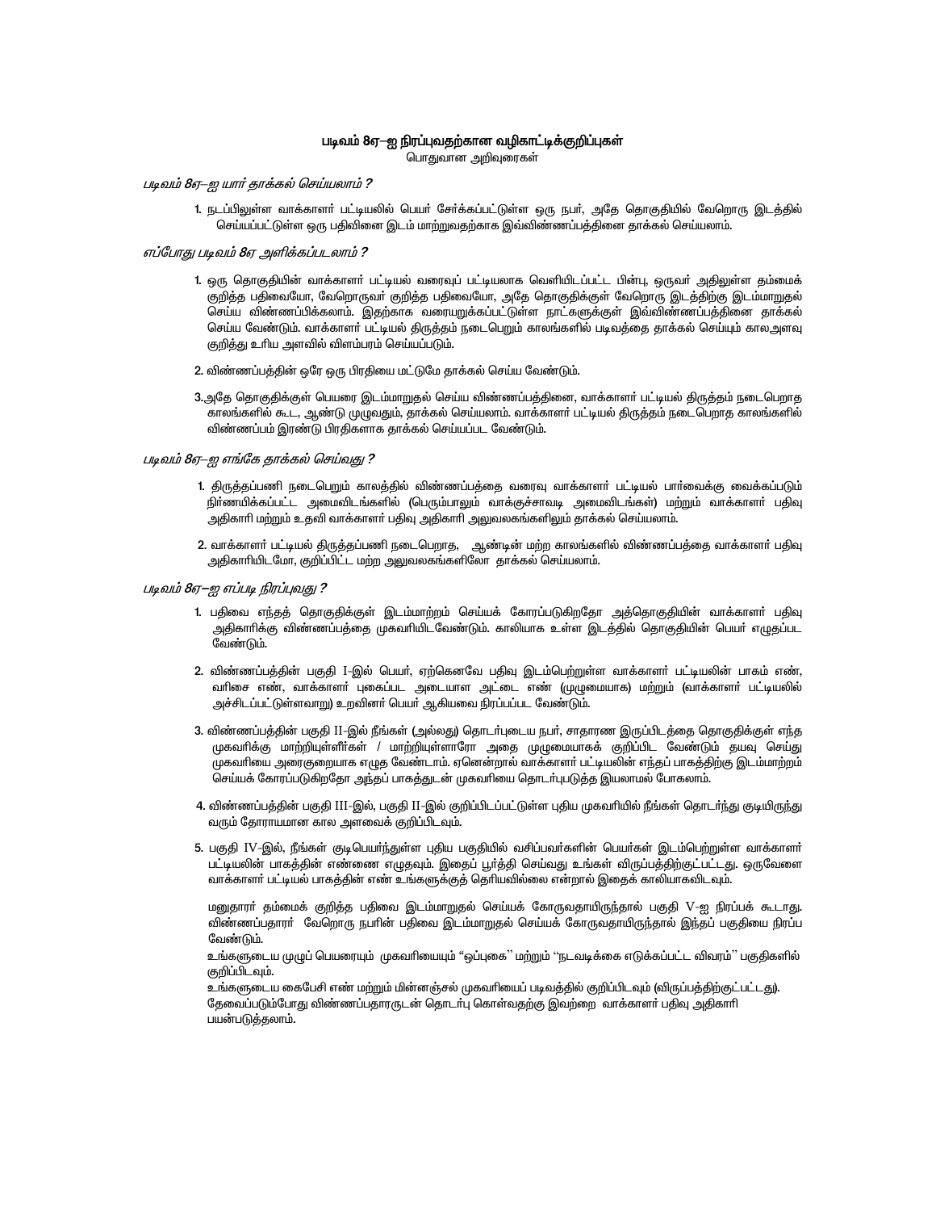## படிவம் 8ஏ–ஐ நிரப்புவதற்கான வழிகாட்டிக்குறிப்புகள்

பொதுவான அறிவுரைகள்

*படிவம் 8ஏ–ஐ யார் தாக்கல் செய்யலாம் ?*

1. நடப்பிலுள்ள வாக்காளர் பட்டியலில் பெயர் சேர்க்கப்பட்டுள்ள ஒரு நபர், அதே தொகுதியில் வேறொரு இடத்தில் செய்யப்பட்டுள்ள ஒரு பதிவினை இடம் மாற்றுவதற்காக இவ்விண்ணப்பத்தினை தாக்கல் செய்யலாம்.

*எப்போது படிவம் 8ஏ அளிக்கப்படலாம் ?*

1. ஒரு தொகுதியின் வாக்காளர் பட்டியல் வரைவுப் பட்டியலாக வெளியிடப்பட்ட பின்பு, ஒருவர் அதிலுள்ள தம்மைக் குறித்த பதிவையோ, வேறொருவர் குறித்த பதிவையோ, அதே தொகுதிக்குள் வேறொரு இடத்திற்கு இடம்மாறுதல் செய்ய விண்ணபிக்கலாம். இதற்காக வரையறுக்கப்பட்டுள்ள நாட்களுக்குள் இவ்விண்ணப்பத்தினை தாக்கல் செய்ய வேண்டும். வாக்காளர் பட்டியல் திருத்தம் நடைபெறும் காலங்களில் படிவத்தை தாக்கல் செய்யும் காலஅளவு குறித்து உரிய அளவில் விளம்பரம் செய்யப்படும்.

2. விண்ணப்பத்தின் ஒரே ஒரு பிரதியை மட்டுமே தாக்கல் செய்ய வேண்டும்.

3. அதே தொகுதிக்குள் பெயரை இடம்மாறுதல் செய்ய விண்ணப்பத்தினை, வாக்காளர் பட்டியல் திருத்தம் நடைபெறாத காலங்களில் கூட, ஆண்டு முழுவதும், தாக்கல் செய்யலாம். வாக்காளர் பட்டியல் திருத்தம் நடைபெறாத காலங்களில் விண்ணப்பம் இரண்டு பிரதிகளாக தாக்கல் செய்யப்பட வேண்டும்.

*படிவம் 8ஏ–ஐ எங்கே தாக்கல் செய்வது ?*

1. திருத்தப்பணி நடைபெறும் காலத்தில் விண்ணப்பத்தை வரைவு வாக்காளர் பட்டியல் பார்வைக்கு வைக்கப்படும் நிர்ணயிக்கப்பட்ட அமைவிடங்களில் (பெரும்பாலும் வாக்குச்சாவடி அமைவிடங்கள்) மற்றும் வாக்காளர் பதிவு அதிகாரி மற்றும் உதவி வாக்காளர் பதிவு அதிகாரி அலுவலகங்களிலும் தாக்கல் செய்யலாம்.

2. வாக்காளர் பட்டியல் திருத்தப்பணி நடைபெறாத, ஆண்டின் மற்ற காலங்களில் விண்ணப்பத்தை வாக்காளர் பதிவு அதிகாரியிடமோ, குறிப்பிட்ட மற்ற அலுவலகங்களிலோ தாக்கல் செய்யலாம்.

*படிவம் 8ஏ–ஐ எப்படி நிரப்புவது ?*

1. பதிவை எந்தத் தொகுதிக்குள் இடம்மாற்றம் செய்யக் கோரப்படுகிறதோ அத்தொகுதியின் வாக்காளர் பதிவு அதிகாரிக்கு விண்ணப்பத்தை முகவரியிடவேண்டும். காலியாக உள்ள இடத்தில் தொகுதியின் பெயர் எழுதப்பட வேண்டும்.

2. விண்ணப்பத்தின் பகுதி I-இல் பெயர், ஏற்கெனவே பதிவு இடம்பெற்றுள்ள வாக்காளர் பட்டியலின் பாகம் எண், வரிசை எண், வாக்காளர் புகைப்பட அடையாள அட்டை எண் (முழுமையாக) மற்றும் (வாக்காளர் பட்டியலில் அச்சிடப்பட்டுள்ளவாறு) உறவினர் பெயர் ஆகியவை நிரப்பப்பட வேண்டும்.

3. விண்ணப்பத்தின் பகுதி II-இல் நீங்கள் (அல்லது) தொடர்புடைய நபர், சாதாரண இருப்பிடத்தை தொகுதிக்குள் எந்த முகவரிக்கு மாற்றியுள்ளீர்கள் / மாற்றியுள்ளாரோ அதை முழுமையாகக் குறிப்பிட வேண்டும் தயவு செய்து முகவரியை அரைகுறையாக எழுத வேண்டாம். ஏனென்றால் வாக்காளர் பட்டியலின் எந்தப் பாகத்திற்கு இடம்மாற்றம் செய்யக் கோரப்படுகிறதோ அந்தப் பாகத்துடன் முகவரியை தொடர்புபடுத்த இயலாமல் போகலாம்.

4. விண்ணப்பத்தின் பகுதி III-இல், பகுதி II-இல் குறிப்பிடப்பட்டுள்ள புதிய முகவரியில் நீங்கள் தொடர்ந்து குடியிருந்து வரும் தோராயமான கால அளவைக் குறிப்பிடவும்.

5. பகுதி IV-இல், நீங்கள் குடிபெயர்ந்துள்ள புதிய பகுதியில் வசிப்பவர்களின் பெயர்கள் இடம்பெற்றுள்ள வாக்காளர் பட்டியலின் பாகத்தின் எண்ணை எழுதவும். இதைப் பூர்த்தி செய்வது உங்கள் விருப்பத்திற்குட்பட்டது. ஒருவேளை வாக்காளர் பட்டியல் பாகத்தின் எண் உங்களுக்குத் தெரியவில்லை என்றால் இதைக் காலியாகவிடவும்.

   மனுதாரர் தம்மைக் குறித்த பதிவை இடம்மாறுதல் செய்யக் கோருவதாயிருந்தால் பகுதி V-ஐ நிரப்பக் கூடாது. விண்ணப்பதாரர் வேறொரு நபரின் பதிவை இடம்மாறுதல் செய்யக் கோருவதாயிருந்தால் இந்தப் பகுதியை நிரப்ப வேண்டும்.

   உங்களுடைய முழுப் பெயரையும் முகவரியையும் "ஒப்புகை" மற்றும் "நடவடிக்கை எடுக்கப்பட்ட விவரம்" பகுதிகளில் குறிப்பிடவும்.

   உங்களுடைய கைபேசி எண் மற்றும் மின்னஞ்சல் முகவரியைப் படிவத்தில் குறிப்பிடவும் (விருப்பத்திற்குட்பட்டது). தேவைப்படும்போது விண்ணப்பதாரருடன் தொடர்பு கொள்வதற்கு இவற்றை வாக்காளர் பதிவு அதிகாரி பயன்படுத்தலாம்.